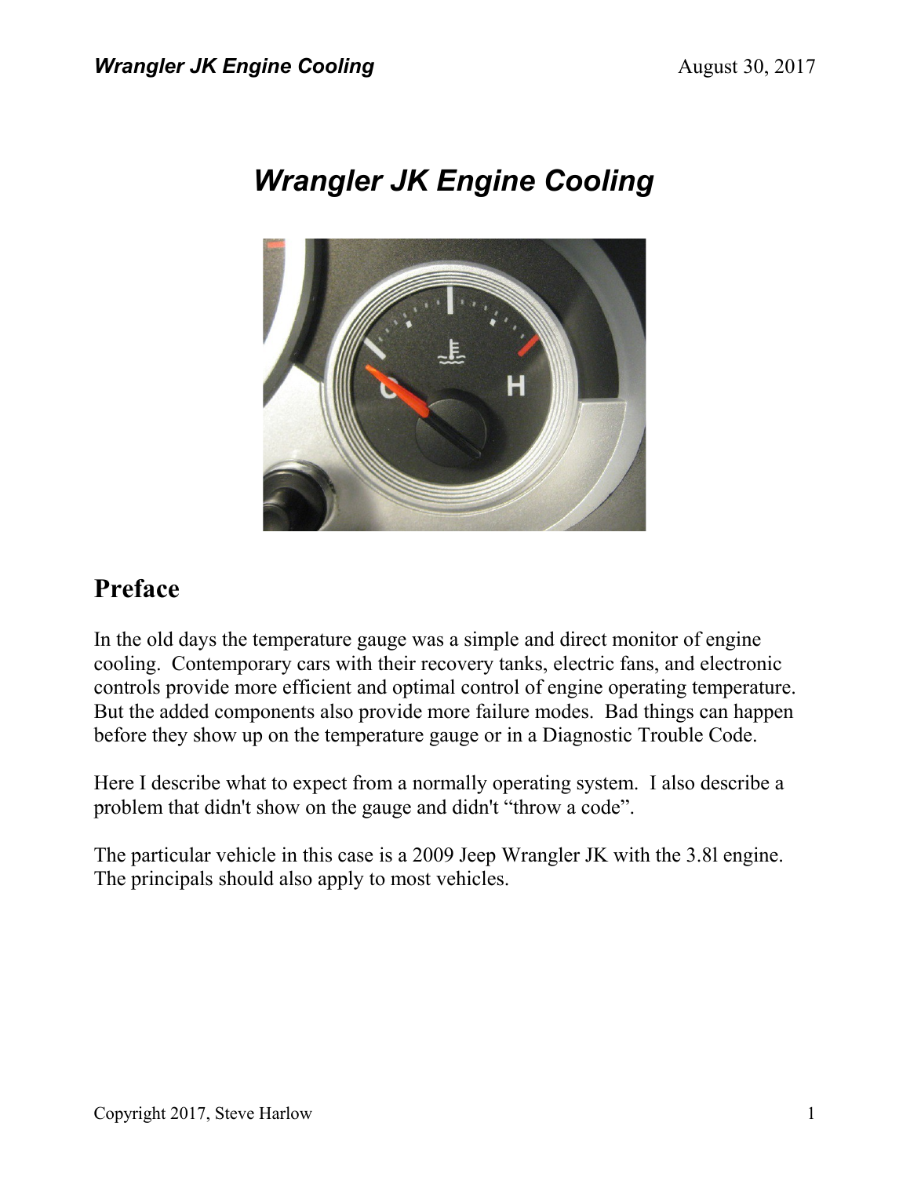# *Wrangler JK Engine Cooling*

## Preface

In the old days the temperature gauge was a simple and direct monitor of engine cooling. Contemporary cars with their recovery tanks, electric fans, and electronic controls provide more efficient and optimal control of engine operating temperature. But the added components also provide more failure modes. Bad things can happen before they show up on the temperature gauge or in a Diagnostic Trouble Code.

Here I describe what to expect from a normally operating system. I also describe a problem that didn't show on the gauge and didn't "throw a code".

The particular vehicle in this case is a 2009 Jeep Wrangler JK with the 3.8l engine. The principals should also apply to most vehicles.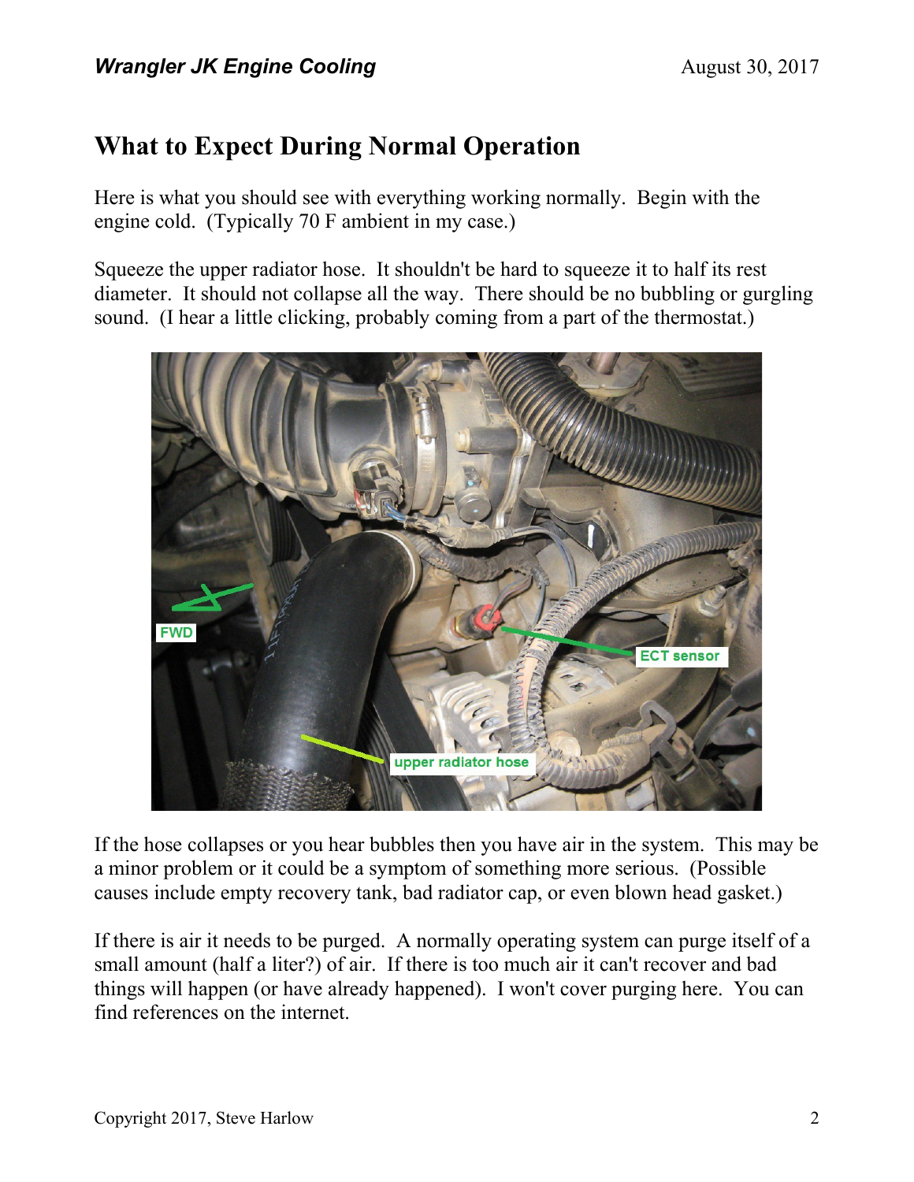## What to Expect During Normal Operation

Here is what you should see with everything working normally. Begin with the engine cold. (Typically 70 F ambient in my case.)

Squeeze the upper radiator hose. It shouldn't be hard to squeeze it to half its rest diameter. It should not collapse all the way. There should be no bubbling or gurgling sound. (I hear a little clicking, probably coming from a part of the thermostat.)

If the hose collapses or you hear bubbles then you have air in the system. This may be a minor problem or it could be a symptom of something more serious. (Possible causes include empty recovery tank, bad radiator cap, or even blown head gasket.)

If there is air it needs to be purged. A normally operating system can purge itself of a small amount (half a liter?) of air. If there is too much air it can't recover and bad things will happen (or have already happened). I won't cover purging here. You can find references on the internet.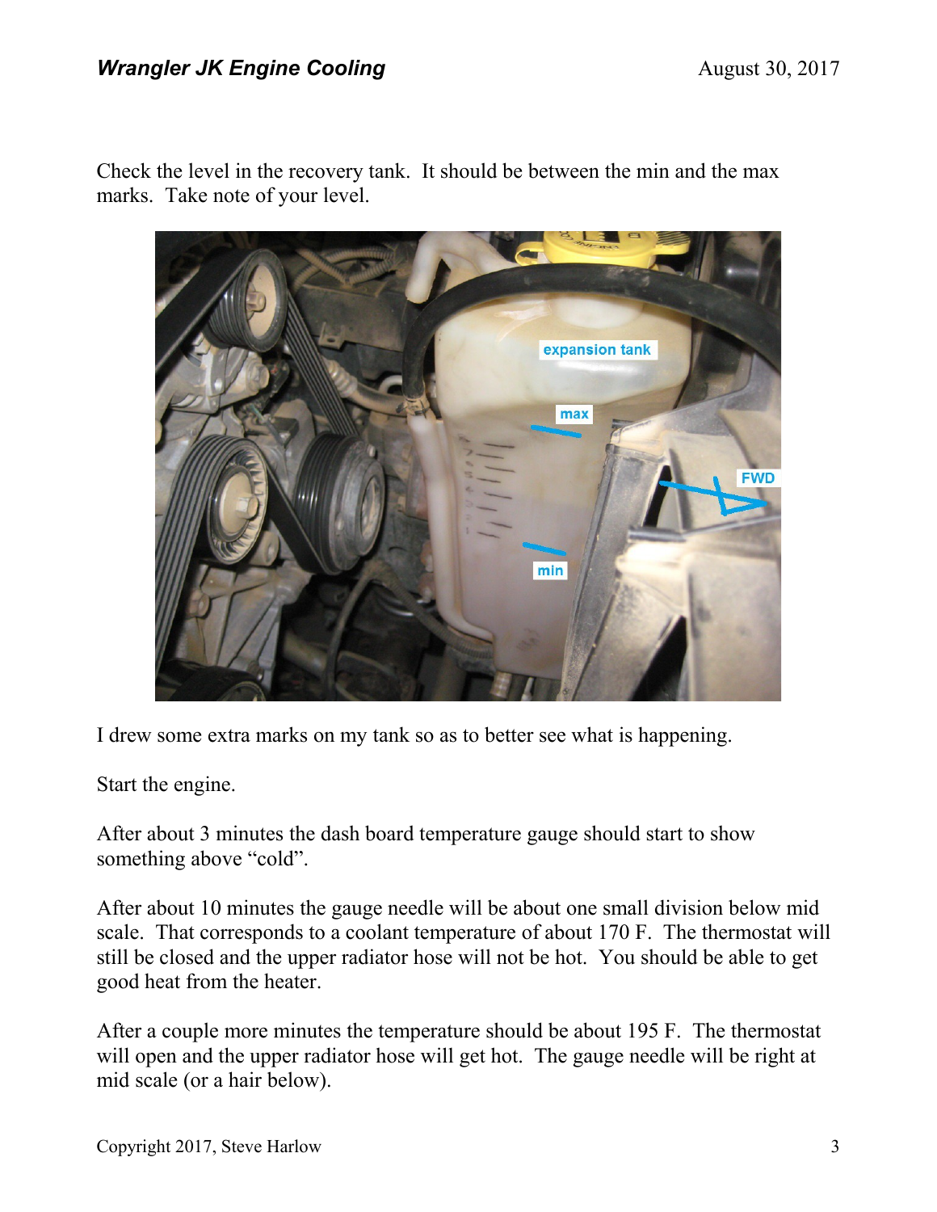Check the level in the recovery tank. It should be between the min and the max marks. Take note of your level.

I drew some extra marks on my tank so as to better see what is happening.

Start the engine.

After about 3 minutes the dash board temperature gauge should start to show something above "cold".

After about 10 minutes the gauge needle will be about one small division below mid scale. That corresponds to a coolant temperature of about 170 F. The thermostat will still be closed and the upper radiator hose will not be hot. You should be able to get good heat from the heater.

After a couple more minutes the temperature should be about 195 F. The thermostat will open and the upper radiator hose will get hot. The gauge needle will be right at mid scale (or a hair below).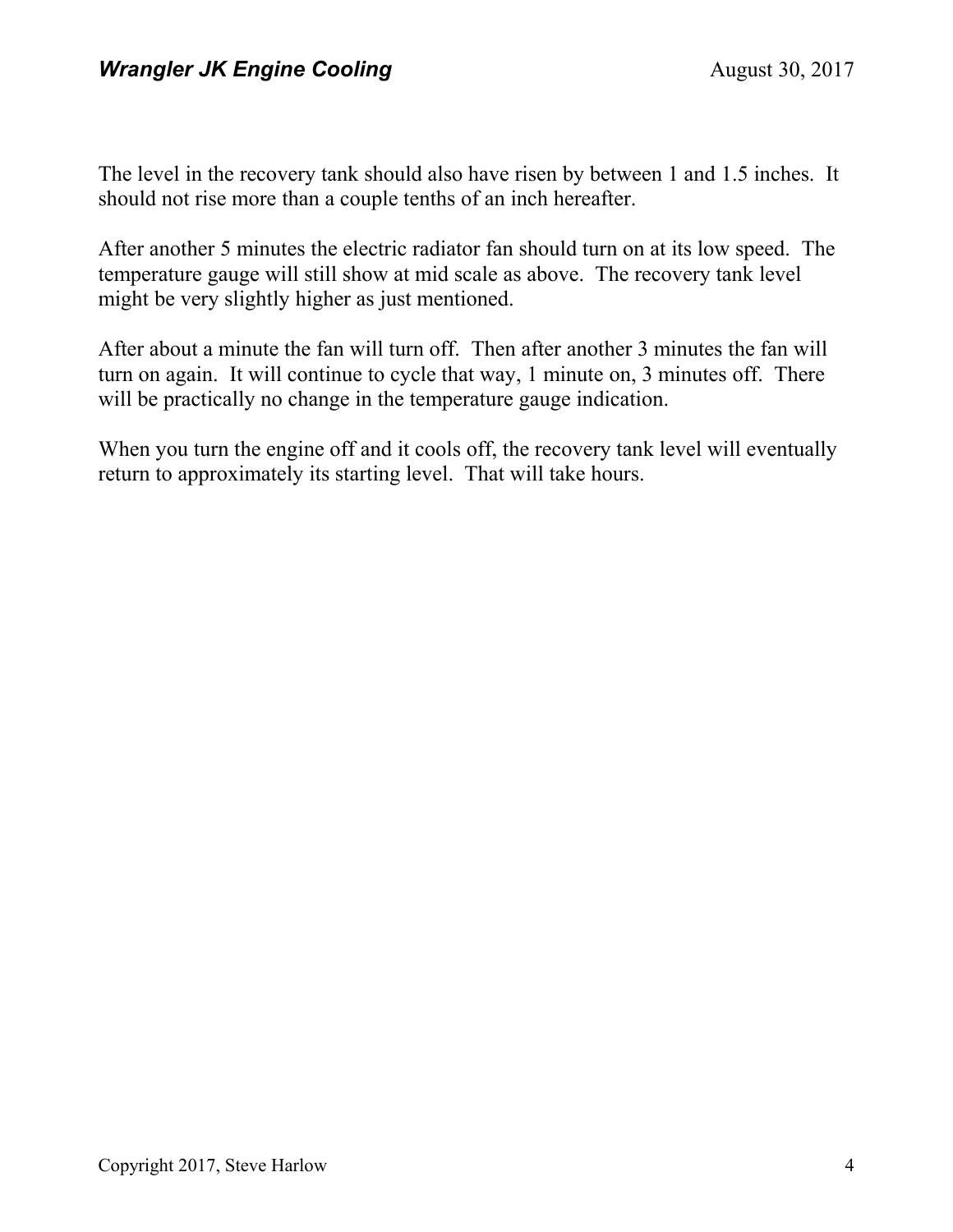The level in the recovery tank should also have risen by between 1 and 1.5 inches. It should not rise more than a couple tenths of an inch hereafter.

After another 5 minutes the electric radiator fan should turn on at its low speed. The temperature gauge will still show at mid scale as above. The recovery tank level might be very slightly higher as just mentioned.

After about a minute the fan will turn off. Then after another 3 minutes the fan will turn on again. It will continue to cycle that way, 1 minute on, 3 minutes off. There will be practically no change in the temperature gauge indication.

When you turn the engine off and it cools off, the recovery tank level will eventually return to approximately its starting level. That will take hours.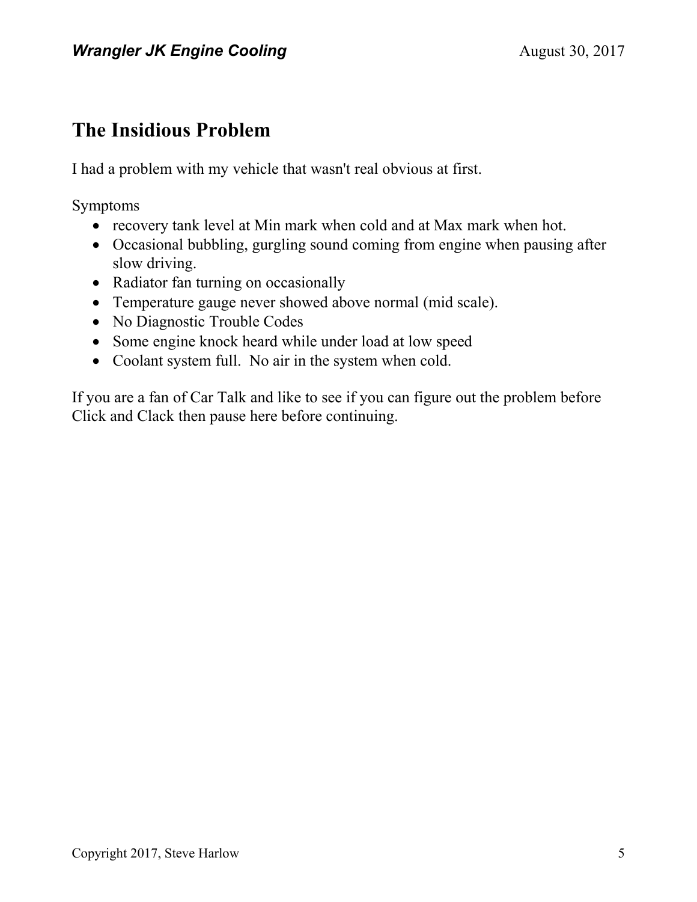## The Insidious Problem

I had a problem with my vehicle that wasn't real obvious at first.

Symptoms

- recovery tank level at Min mark when cold and at Max mark when hot.
- Occasional bubbling, gurgling sound coming from engine when pausing after slow driving.
- Radiator fan turning on occasionally
- Temperature gauge never showed above normal (mid scale).
- No Diagnostic Trouble Codes
- Some engine knock heard while under load at low speed
- Coolant system full. No air in the system when cold.

If you are a fan of Car Talk and like to see if you can figure out the problem before Click and Clack then pause here before continuing.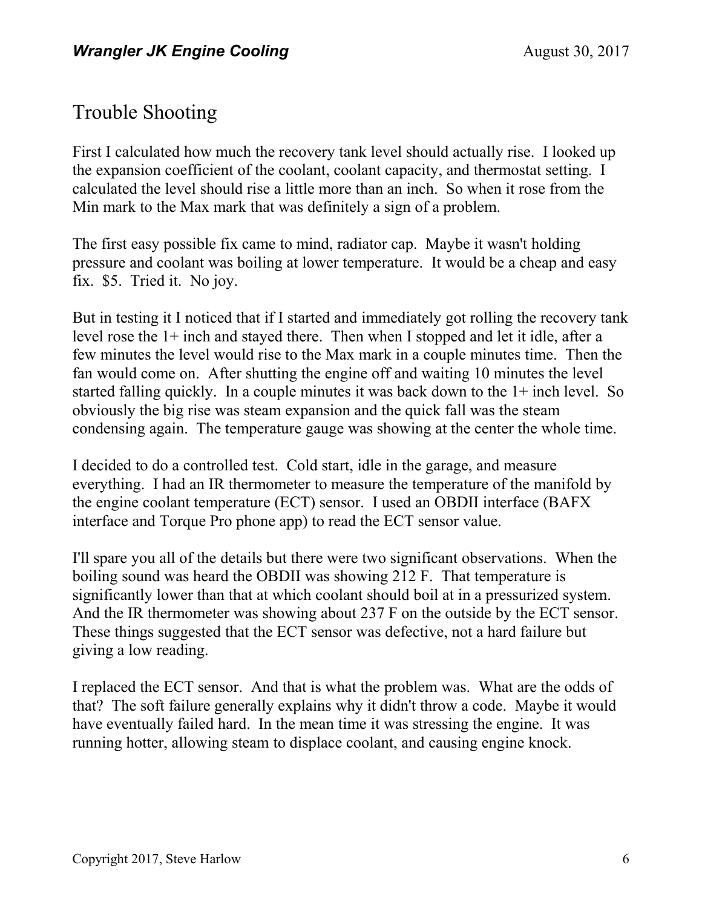## Trouble Shooting

First I calculated how much the recovery tank level should actually rise. I looked up the expansion coefficient of the coolant, coolant capacity, and thermostat setting. I calculated the level should rise a little more than an inch. So when it rose from the Min mark to the Max mark that was definitely a sign of a problem.

The first easy possible fix came to mind, radiator cap. Maybe it wasn't holding pressure and coolant was boiling at lower temperature. It would be a cheap and easy fix. $5. Tried it. No joy.

But in testing it I noticed that if I started and immediately got rolling the recovery tank level rose the 1+ inch and stayed there. Then when I stopped and let it idle, after a few minutes the level would rise to the Max mark in a couple minutes time. Then the fan would come on. After shutting the engine off and waiting 10 minutes the level started falling quickly. In a couple minutes it was back down to the 1+ inch level. So obviously the big rise was steam expansion and the quick fall was the steam condensing again. The temperature gauge was showing at the center the whole time.

I decided to do a controlled test. Cold start, idle in the garage, and measure everything. I had an IR thermometer to measure the temperature of the manifold by the engine coolant temperature (ECT) sensor. I used an OBDII interface (BAFX interface and Torque Pro phone app) to read the ECT sensor value.

I'll spare you all of the details but there were two significant observations. When the boiling sound was heard the OBDII was showing 212 F. That temperature is significantly lower than that at which coolant should boil at in a pressurized system. And the IR thermometer was showing about 237 F on the outside by the ECT sensor. These things suggested that the ECT sensor was defective, not a hard failure but giving a low reading.

I replaced the ECT sensor. And that is what the problem was. What are the odds of that? The soft failure generally explains why it didn't throw a code. Maybe it would have eventually failed hard. In the mean time it was stressing the engine. It was running hotter, allowing steam to displace coolant, and causing engine knock.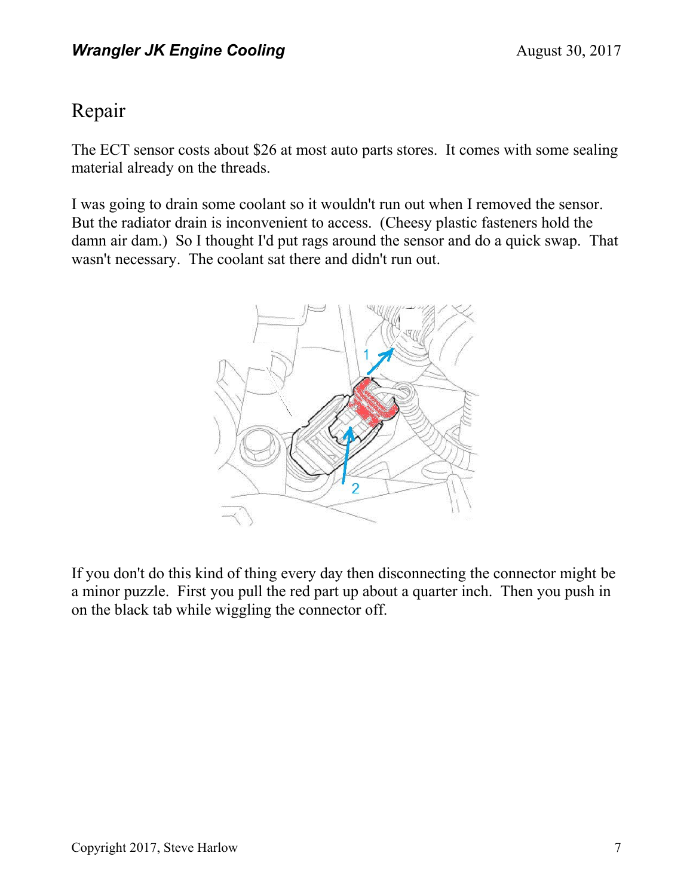# Repair

The ECT sensor costs about $26 at most auto parts stores. It comes with some sealing material already on the threads.

I was going to drain some coolant so it wouldn't run out when I removed the sensor. But the radiator drain is inconvenient to access. (Cheesy plastic fasteners hold the damn air dam.) So I thought I'd put rags around the sensor and do a quick swap. That wasn't necessary. The coolant sat there and didn't run out.

If you don't do this kind of thing every day then disconnecting the connector might be a minor puzzle. First you pull the red part up about a quarter inch. Then you push in on the black tab while wiggling the connector off.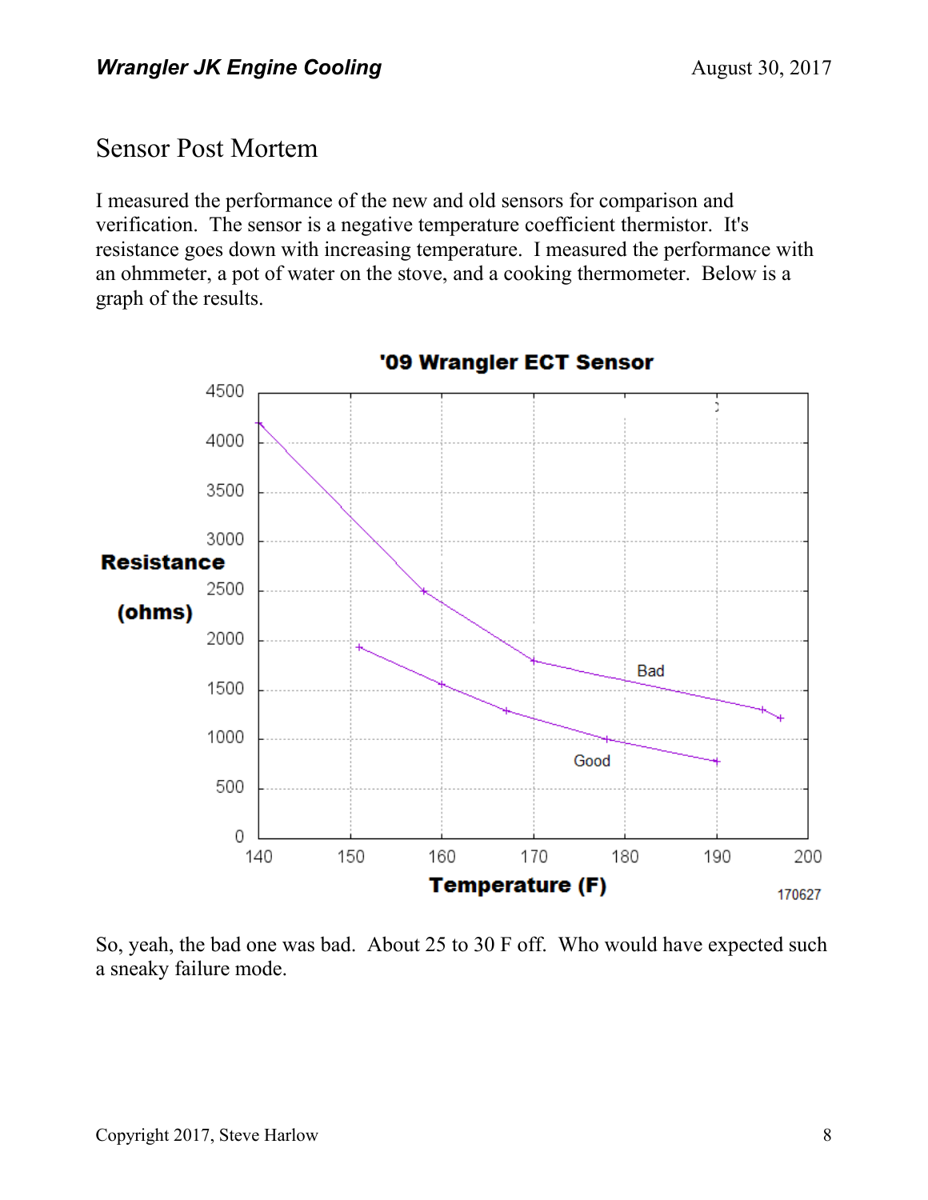## Sensor Post Mortem

I measured the performance of the new and old sensors for comparison and verification. The sensor is a negative temperature coefficient thermistor. It's resistance goes down with increasing temperature. I measured the performance with an ohmmeter, a pot of water on the stove, and a cooking thermometer. Below is a graph of the results.

So, yeah, the bad one was bad. About 25 to 30 F off. Who would have expected such a sneaky failure mode.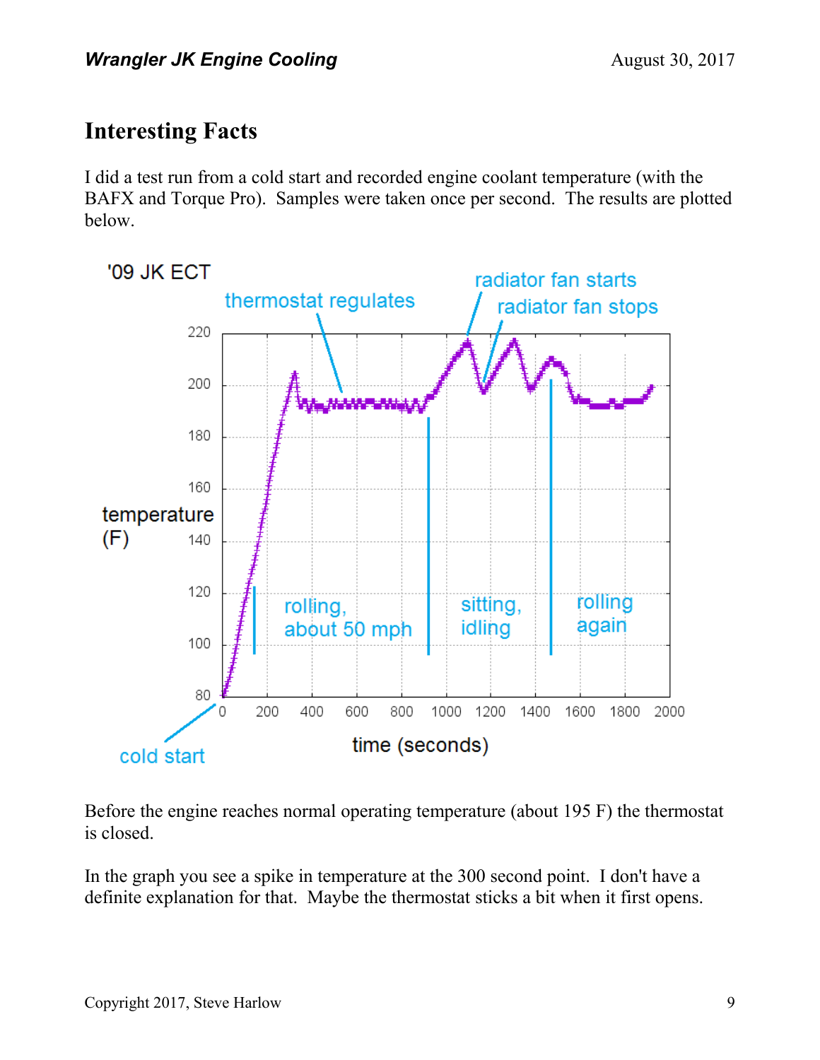## Interesting Facts

I did a test run from a cold start and recorded engine coolant temperature (with the BAFX and Torque Pro). Samples were taken once per second. The results are plotted below.

Before the engine reaches normal operating temperature (about 195 F) the thermostat is closed.

In the graph you see a spike in temperature at the 300 second point. I don't have a definite explanation for that. Maybe the thermostat sticks a bit when it first opens.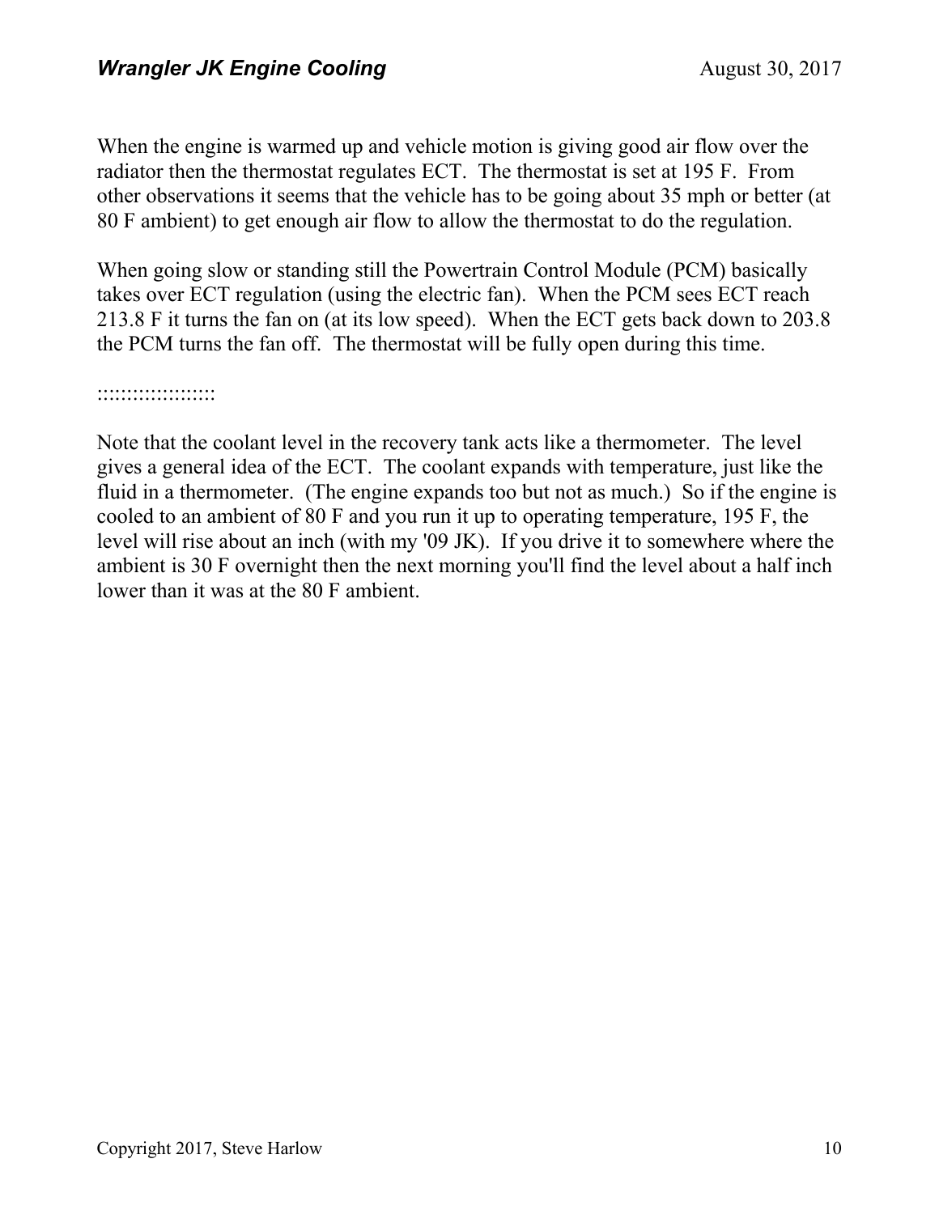When the engine is warmed up and vehicle motion is giving good air flow over the radiator then the thermostat regulates ECT. The thermostat is set at 195 F. From other observations it seems that the vehicle has to be going about 35 mph or better (at 80 F ambient) to get enough air flow to allow the thermostat to do the regulation.

When going slow or standing still the Powertrain Control Module (PCM) basically takes over ECT regulation (using the electric fan). When the PCM sees ECT reach 213.8 F it turns the fan on (at its low speed). When the ECT gets back down to 203.8 the PCM turns the fan off. The thermostat will be fully open during this time.

::::::::::::::::::::

Note that the coolant level in the recovery tank acts like a thermometer. The level gives a general idea of the ECT. The coolant expands with temperature, just like the fluid in a thermometer. (The engine expands too but not as much.) So if the engine is cooled to an ambient of 80 F and you run it up to operating temperature, 195 F, the level will rise about an inch (with my '09 JK). If you drive it to somewhere where the ambient is 30 F overnight then the next morning you'll find the level about a half inch lower than it was at the 80 F ambient.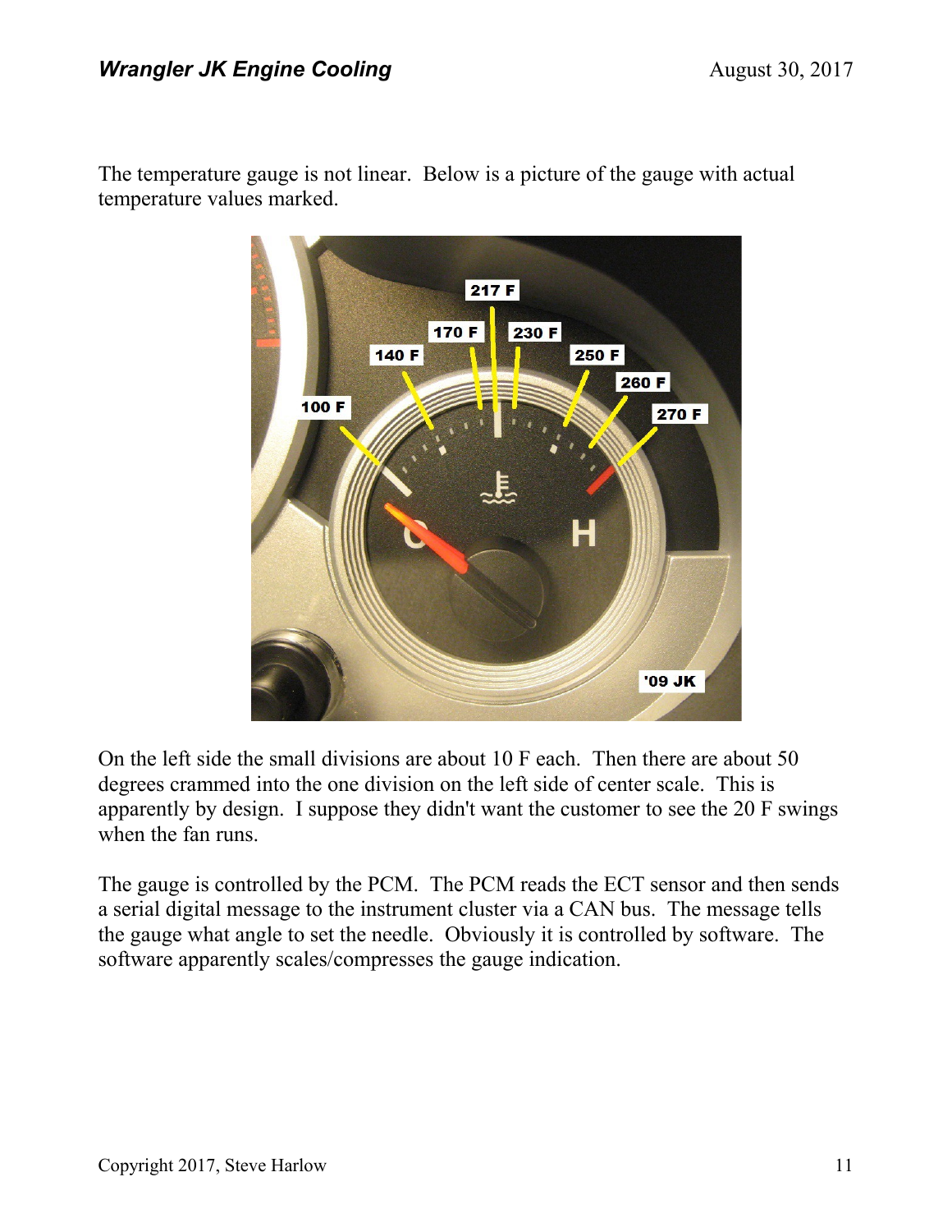The temperature gauge is not linear. Below is a picture of the gauge with actual temperature values marked.

On the left side the small divisions are about 10 F each. Then there are about 50 degrees crammed into the one division on the left side of center scale. This is apparently by design. I suppose they didn't want the customer to see the 20 F swings when the fan runs.

The gauge is controlled by the PCM. The PCM reads the ECT sensor and then sends a serial digital message to the instrument cluster via a CAN bus. The message tells the gauge what angle to set the needle. Obviously it is controlled by software. The software apparently scales/compresses the gauge indication.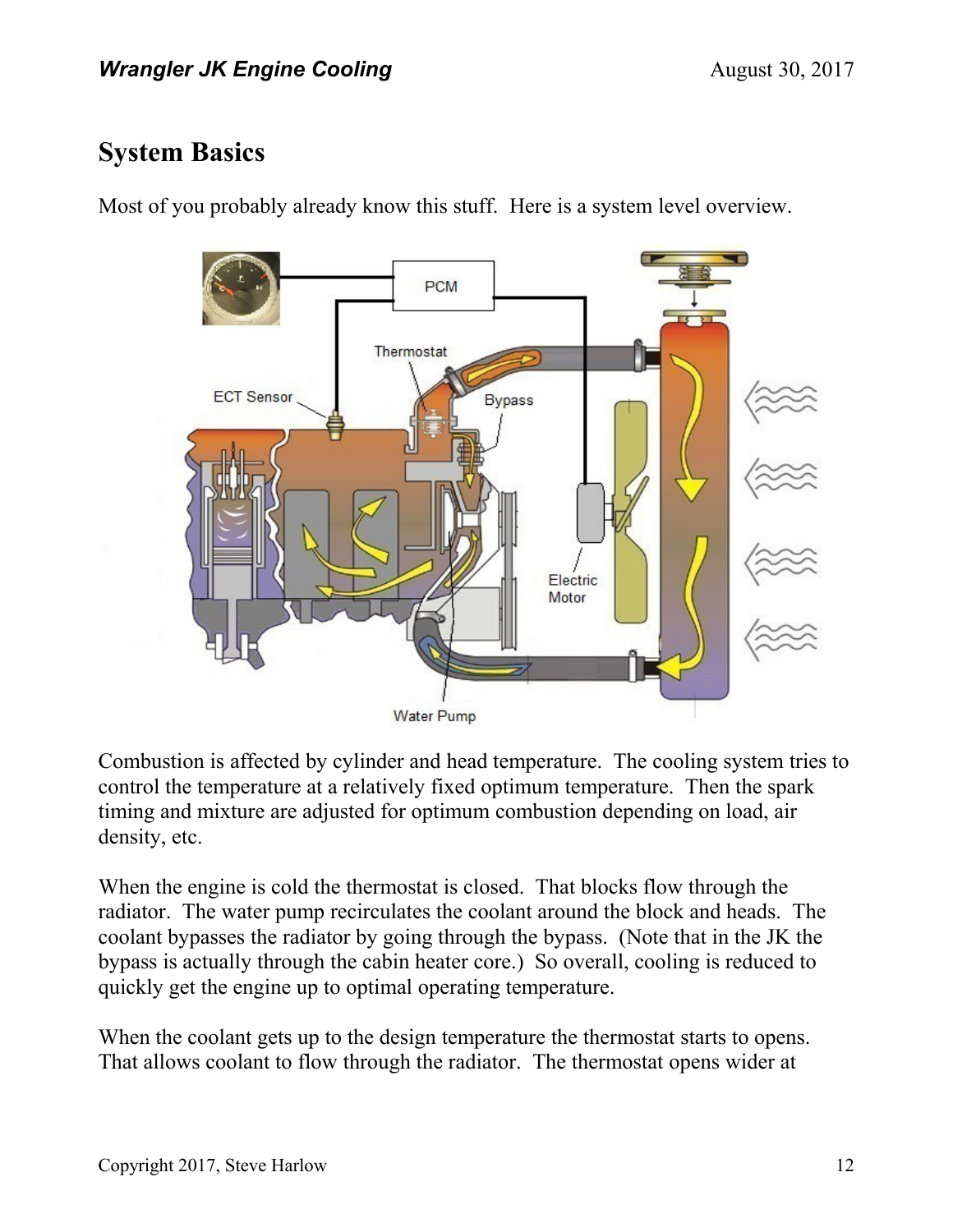## System Basics

Most of you probably already know this stuff. Here is a system level overview.

Combustion is affected by cylinder and head temperature. The cooling system tries to control the temperature at a relatively fixed optimum temperature. Then the spark timing and mixture are adjusted for optimum combustion depending on load, air density, etc.

When the engine is cold the thermostat is closed. That blocks flow through the radiator. The water pump recirculates the coolant around the block and heads. The coolant bypasses the radiator by going through the bypass. (Note that in the JK the bypass is actually through the cabin heater core.) So overall, cooling is reduced to quickly get the engine up to optimal operating temperature.

When the coolant gets up to the design temperature the thermostat starts to opens. That allows coolant to flow through the radiator. The thermostat opens wider at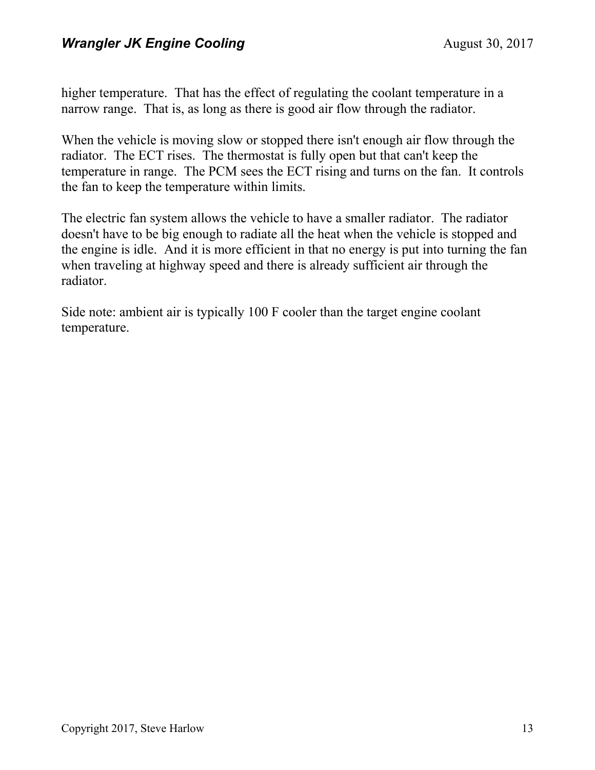higher temperature. That has the effect of regulating the coolant temperature in a narrow range. That is, as long as there is good air flow through the radiator.

When the vehicle is moving slow or stopped there isn't enough air flow through the radiator. The ECT rises. The thermostat is fully open but that can't keep the temperature in range. The PCM sees the ECT rising and turns on the fan. It controls the fan to keep the temperature within limits.

The electric fan system allows the vehicle to have a smaller radiator. The radiator doesn't have to be big enough to radiate all the heat when the vehicle is stopped and the engine is idle. And it is more efficient in that no energy is put into turning the fan when traveling at highway speed and there is already sufficient air through the radiator.

Side note: ambient air is typically 100 F cooler than the target engine coolant temperature.